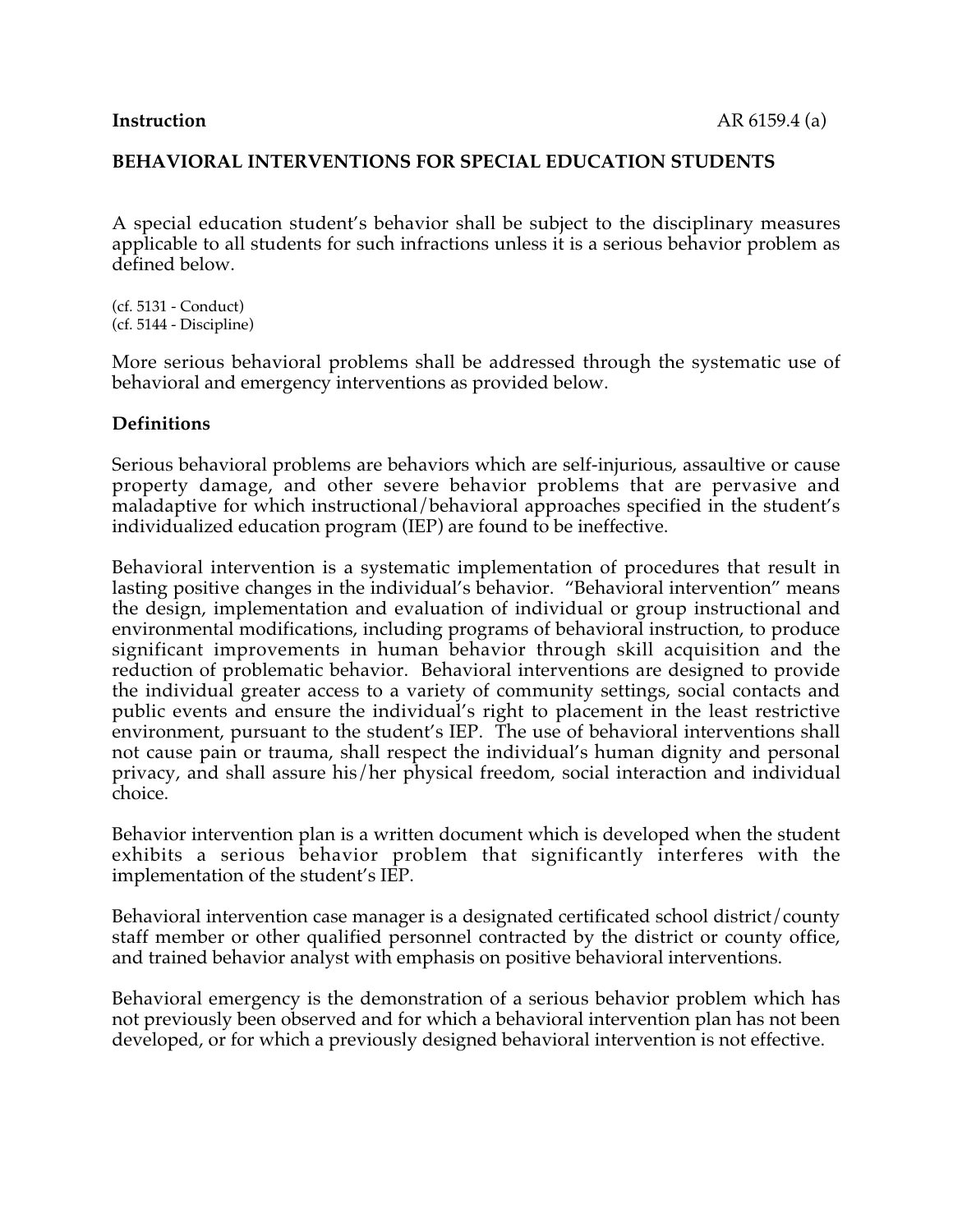**Instruction** AR 6159.4 (a)

# BEHAVIORAL INTERVENTIONS FOR SPECIAL EDUCATION STUDENTS

A special education student's behavior shall be subject to the disciplinary measures applicable to all students for such infractions unless it is a serious behavior problem as defined below.

(cf. 5131 - Conduct)
(cf. 5144 - Discipline)

More serious behavioral problems shall be addressed through the systematic use of behavioral and emergency interventions as provided below.

## Definitions

Serious behavioral problems are behaviors which are self-injurious, assaultive or cause property damage, and other severe behavior problems that are pervasive and maladaptive for which instructional/behavioral approaches specified in the student's individualized education program (IEP) are found to be ineffective.

Behavioral intervention is a systematic implementation of procedures that result in lasting positive changes in the individual's behavior. "Behavioral intervention" means the design, implementation and evaluation of individual or group instructional and environmental modifications, including programs of behavioral instruction, to produce significant improvements in human behavior through skill acquisition and the reduction of problematic behavior. Behavioral interventions are designed to provide the individual greater access to a variety of community settings, social contacts and public events and ensure the individual's right to placement in the least restrictive environment, pursuant to the student's IEP. The use of behavioral interventions shall not cause pain or trauma, shall respect the individual's human dignity and personal privacy, and shall assure his/her physical freedom, social interaction and individual choice.

Behavior intervention plan is a written document which is developed when the student exhibits a serious behavior problem that significantly interferes with the implementation of the student's IEP.

Behavioral intervention case manager is a designated certificated school district/county staff member or other qualified personnel contracted by the district or county office, and trained behavior analyst with emphasis on positive behavioral interventions.

Behavioral emergency is the demonstration of a serious behavior problem which has not previously been observed and for which a behavioral intervention plan has not been developed, or for which a previously designed behavioral intervention is not effective.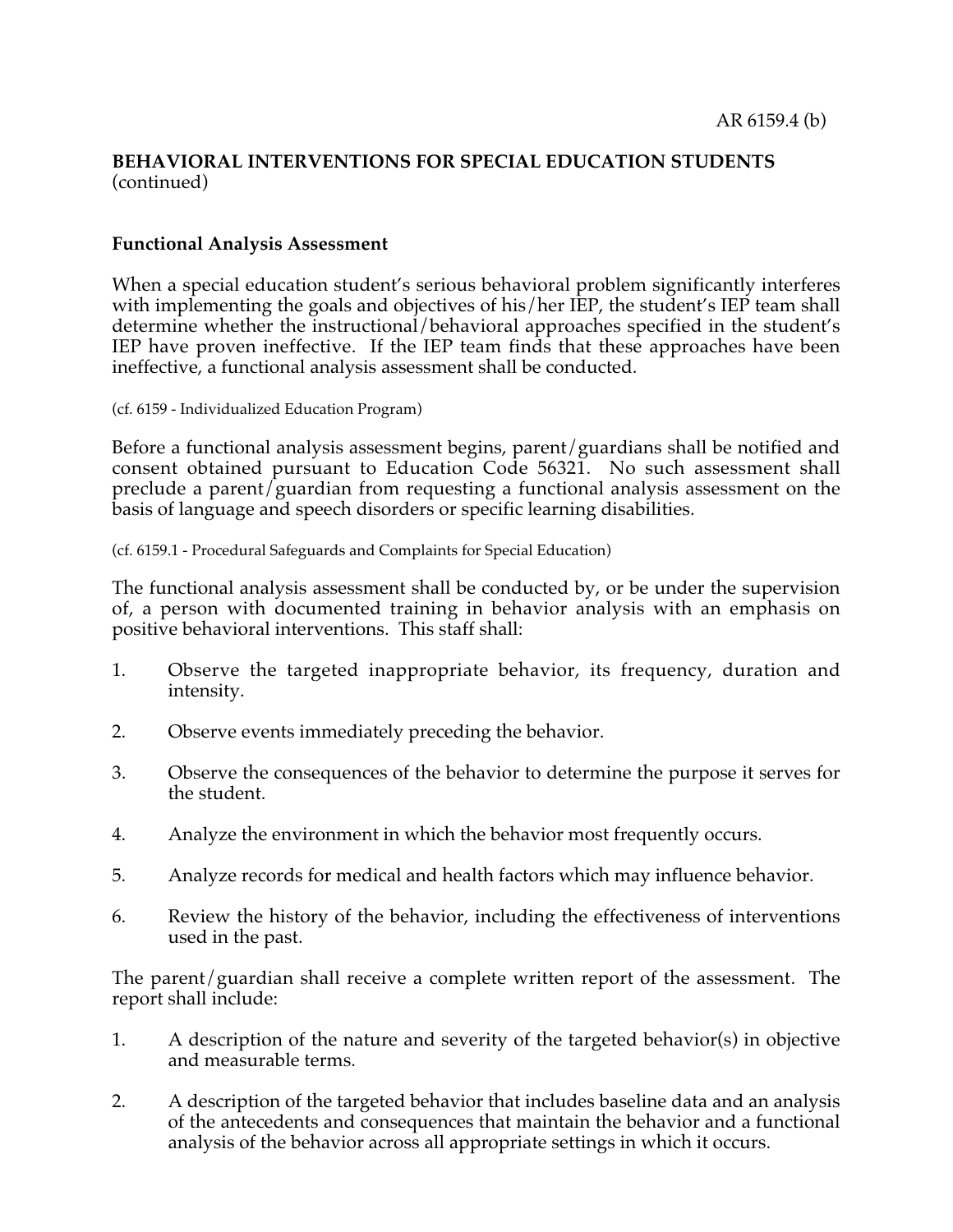**BEHAVIORAL INTERVENTIONS FOR SPECIAL EDUCATION STUDENTS** (continued)

**Functional Analysis Assessment**

When a special education student's serious behavioral problem significantly interferes with implementing the goals and objectives of his/her IEP, the student's IEP team shall determine whether the instructional/behavioral approaches specified in the student's IEP have proven ineffective. If the IEP team finds that these approaches have been ineffective, a functional analysis assessment shall be conducted.

(cf. 6159 - Individualized Education Program)

Before a functional analysis assessment begins, parent/guardians shall be notified and consent obtained pursuant to Education Code 56321. No such assessment shall preclude a parent/guardian from requesting a functional analysis assessment on the basis of language and speech disorders or specific learning disabilities.

(cf. 6159.1 - Procedural Safeguards and Complaints for Special Education)

The functional analysis assessment shall be conducted by, or be under the supervision of, a person with documented training in behavior analysis with an emphasis on positive behavioral interventions. This staff shall:

1. Observe the targeted inappropriate behavior, its frequency, duration and intensity.

2. Observe events immediately preceding the behavior.

3. Observe the consequences of the behavior to determine the purpose it serves for the student.

4. Analyze the environment in which the behavior most frequently occurs.

5. Analyze records for medical and health factors which may influence behavior.

6. Review the history of the behavior, including the effectiveness of interventions used in the past.

The parent/guardian shall receive a complete written report of the assessment. The report shall include:

1. A description of the nature and severity of the targeted behavior(s) in objective and measurable terms.

2. A description of the targeted behavior that includes baseline data and an analysis of the antecedents and consequences that maintain the behavior and a functional analysis of the behavior across all appropriate settings in which it occurs.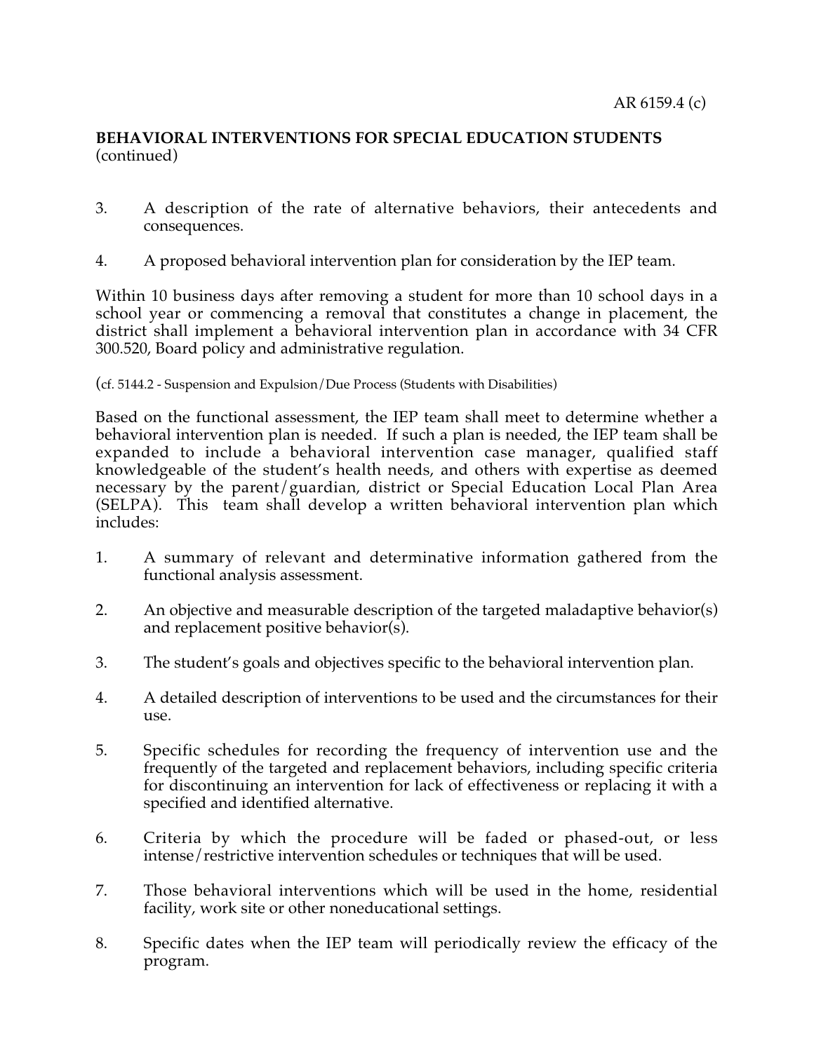**BEHAVIORAL INTERVENTIONS FOR SPECIAL EDUCATION STUDENTS** (continued)

3. A description of the rate of alternative behaviors, their antecedents and consequences.

4. A proposed behavioral intervention plan for consideration by the IEP team.

Within 10 business days after removing a student for more than 10 school days in a school year or commencing a removal that constitutes a change in placement, the district shall implement a behavioral intervention plan in accordance with 34 CFR 300.520, Board policy and administrative regulation.

(cf. 5144.2 - Suspension and Expulsion/Due Process (Students with Disabilities)

Based on the functional assessment, the IEP team shall meet to determine whether a behavioral intervention plan is needed. If such a plan is needed, the IEP team shall be expanded to include a behavioral intervention case manager, qualified staff knowledgeable of the student's health needs, and others with expertise as deemed necessary by the parent/guardian, district or Special Education Local Plan Area (SELPA). This team shall develop a written behavioral intervention plan which includes:

1. A summary of relevant and determinative information gathered from the functional analysis assessment.

2. An objective and measurable description of the targeted maladaptive behavior(s) and replacement positive behavior(s).

3. The student's goals and objectives specific to the behavioral intervention plan.

4. A detailed description of interventions to be used and the circumstances for their use.

5. Specific schedules for recording the frequency of intervention use and the frequently of the targeted and replacement behaviors, including specific criteria for discontinuing an intervention for lack of effectiveness or replacing it with a specified and identified alternative.

6. Criteria by which the procedure will be faded or phased-out, or less intense/restrictive intervention schedules or techniques that will be used.

7. Those behavioral interventions which will be used in the home, residential facility, work site or other noneducational settings.

8. Specific dates when the IEP team will periodically review the efficacy of the program.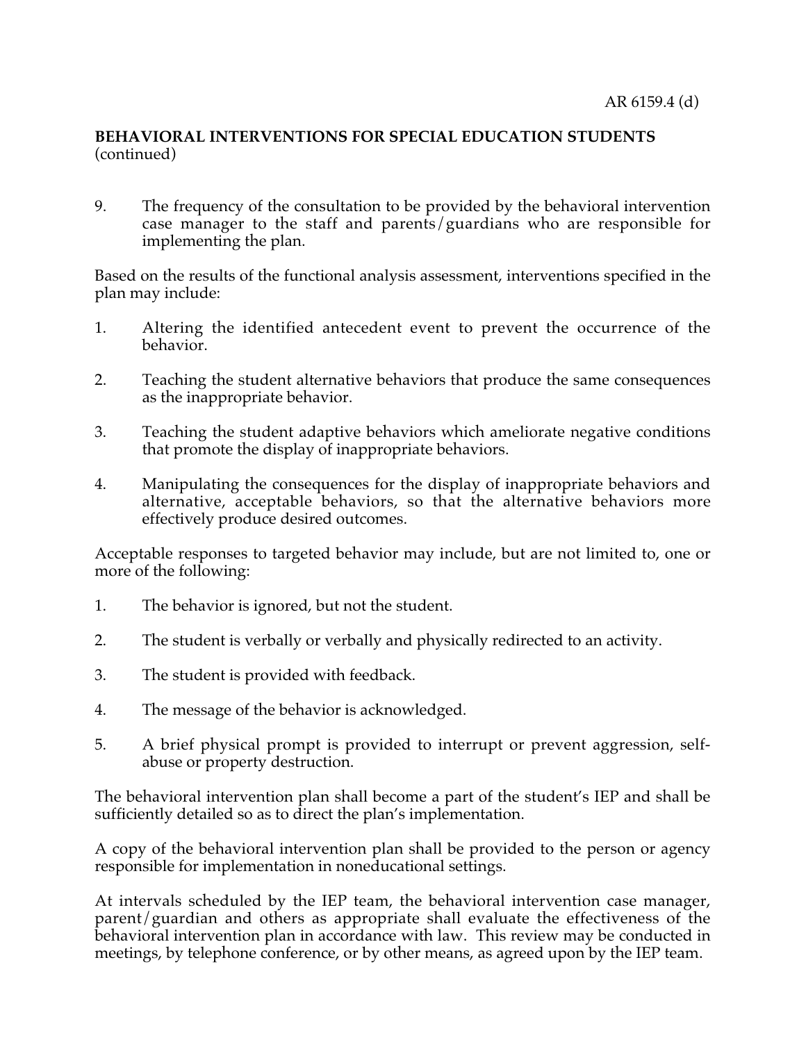AR 6159.4 (d)

**BEHAVIORAL INTERVENTIONS FOR SPECIAL EDUCATION STUDENTS** (continued)

9. The frequency of the consultation to be provided by the behavioral intervention case manager to the staff and parents/guardians who are responsible for implementing the plan.

Based on the results of the functional analysis assessment, interventions specified in the plan may include:

1. Altering the identified antecedent event to prevent the occurrence of the behavior.

2. Teaching the student alternative behaviors that produce the same consequences as the inappropriate behavior.

3. Teaching the student adaptive behaviors which ameliorate negative conditions that promote the display of inappropriate behaviors.

4. Manipulating the consequences for the display of inappropriate behaviors and alternative, acceptable behaviors, so that the alternative behaviors more effectively produce desired outcomes.

Acceptable responses to targeted behavior may include, but are not limited to, one or more of the following:

1. The behavior is ignored, but not the student.

2. The student is verbally or verbally and physically redirected to an activity.

3. The student is provided with feedback.

4. The message of the behavior is acknowledged.

5. A brief physical prompt is provided to interrupt or prevent aggression, self-abuse or property destruction.

The behavioral intervention plan shall become a part of the student's IEP and shall be sufficiently detailed so as to direct the plan's implementation.

A copy of the behavioral intervention plan shall be provided to the person or agency responsible for implementation in noneducational settings.

At intervals scheduled by the IEP team, the behavioral intervention case manager, parent/guardian and others as appropriate shall evaluate the effectiveness of the behavioral intervention plan in accordance with law. This review may be conducted in meetings, by telephone conference, or by other means, as agreed upon by the IEP team.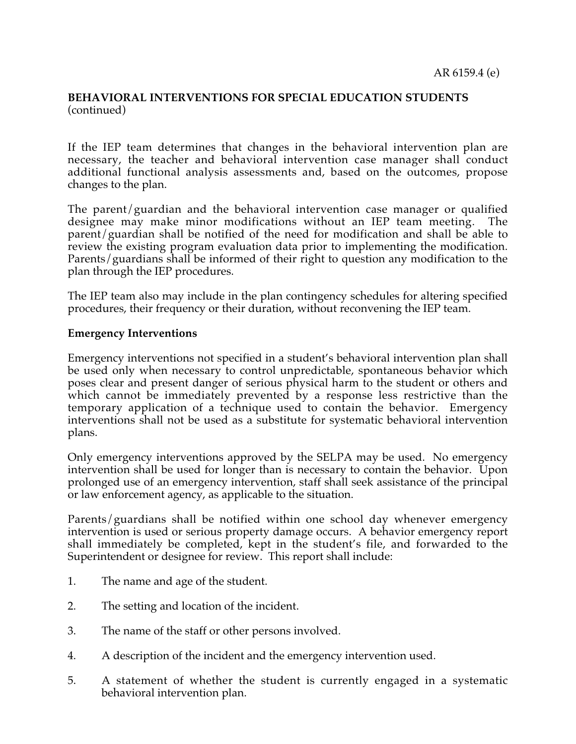**BEHAVIORAL INTERVENTIONS FOR SPECIAL EDUCATION STUDENTS** (continued)

If the IEP team determines that changes in the behavioral intervention plan are necessary, the teacher and behavioral intervention case manager shall conduct additional functional analysis assessments and, based on the outcomes, propose changes to the plan.

The parent/guardian and the behavioral intervention case manager or qualified designee may make minor modifications without an IEP team meeting. The parent/guardian shall be notified of the need for modification and shall be able to review the existing program evaluation data prior to implementing the modification. Parents/guardians shall be informed of their right to question any modification to the plan through the IEP procedures.

The IEP team also may include in the plan contingency schedules for altering specified procedures, their frequency or their duration, without reconvening the IEP team.

**Emergency Interventions**

Emergency interventions not specified in a student's behavioral intervention plan shall be used only when necessary to control unpredictable, spontaneous behavior which poses clear and present danger of serious physical harm to the student or others and which cannot be immediately prevented by a response less restrictive than the temporary application of a technique used to contain the behavior. Emergency interventions shall not be used as a substitute for systematic behavioral intervention plans.

Only emergency interventions approved by the SELPA may be used. No emergency intervention shall be used for longer than is necessary to contain the behavior. Upon prolonged use of an emergency intervention, staff shall seek assistance of the principal or law enforcement agency, as applicable to the situation.

Parents/guardians shall be notified within one school day whenever emergency intervention is used or serious property damage occurs. A behavior emergency report shall immediately be completed, kept in the student's file, and forwarded to the Superintendent or designee for review. This report shall include:

1. The name and age of the student.

2. The setting and location of the incident.

3. The name of the staff or other persons involved.

4. A description of the incident and the emergency intervention used.

5. A statement of whether the student is currently engaged in a systematic behavioral intervention plan.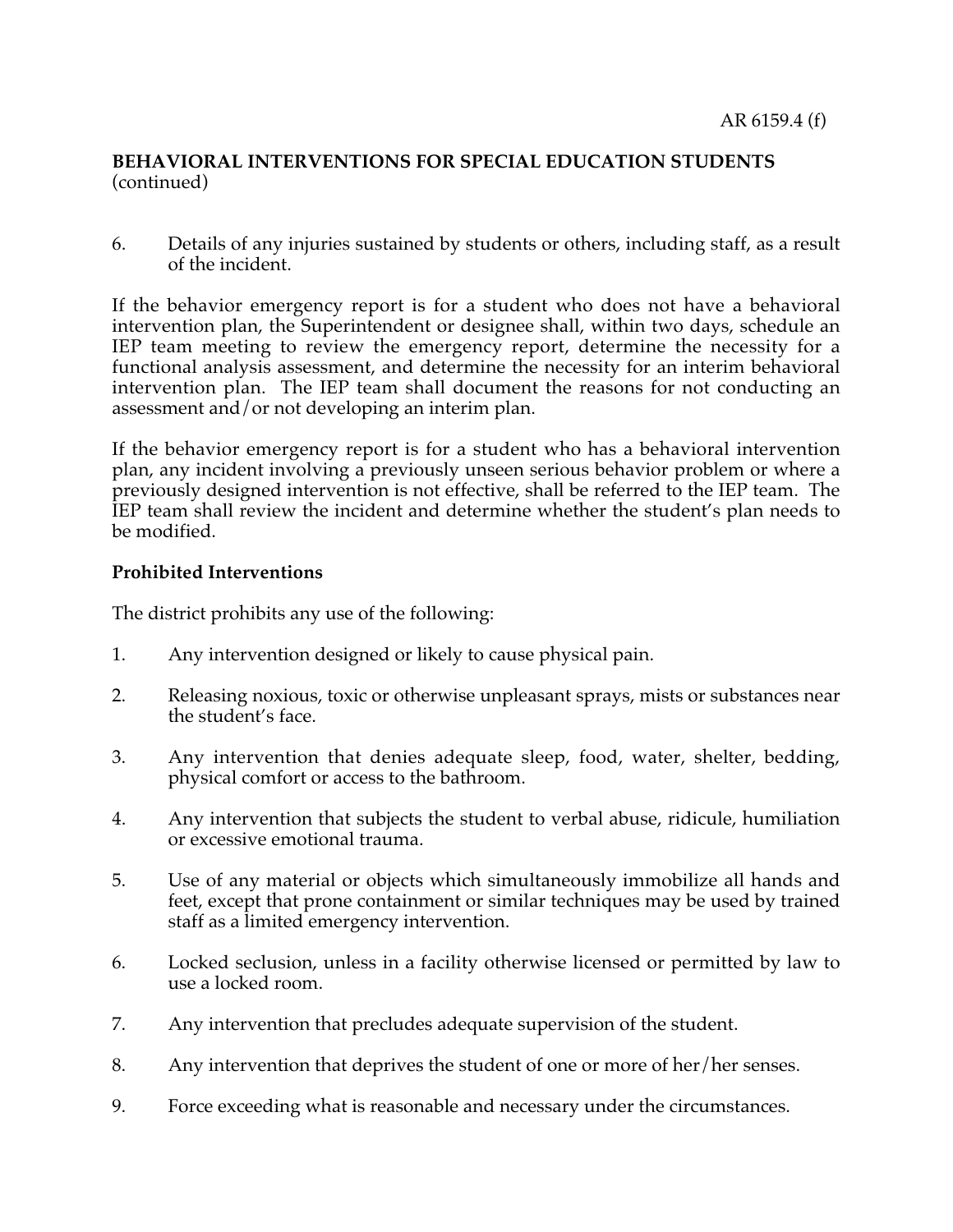**BEHAVIORAL INTERVENTIONS FOR SPECIAL EDUCATION STUDENTS** (continued)

6. Details of any injuries sustained by students or others, including staff, as a result of the incident.

If the behavior emergency report is for a student who does not have a behavioral intervention plan, the Superintendent or designee shall, within two days, schedule an IEP team meeting to review the emergency report, determine the necessity for a functional analysis assessment, and determine the necessity for an interim behavioral intervention plan. The IEP team shall document the reasons for not conducting an assessment and/or not developing an interim plan.

If the behavior emergency report is for a student who has a behavioral intervention plan, any incident involving a previously unseen serious behavior problem or where a previously designed intervention is not effective, shall be referred to the IEP team. The IEP team shall review the incident and determine whether the student's plan needs to be modified.

**Prohibited Interventions**

The district prohibits any use of the following:

1. Any intervention designed or likely to cause physical pain.

2. Releasing noxious, toxic or otherwise unpleasant sprays, mists or substances near the student's face.

3. Any intervention that denies adequate sleep, food, water, shelter, bedding, physical comfort or access to the bathroom.

4. Any intervention that subjects the student to verbal abuse, ridicule, humiliation or excessive emotional trauma.

5. Use of any material or objects which simultaneously immobilize all hands and feet, except that prone containment or similar techniques may be used by trained staff as a limited emergency intervention.

6. Locked seclusion, unless in a facility otherwise licensed or permitted by law to use a locked room.

7. Any intervention that precludes adequate supervision of the student.

8. Any intervention that deprives the student of one or more of her/her senses.

9. Force exceeding what is reasonable and necessary under the circumstances.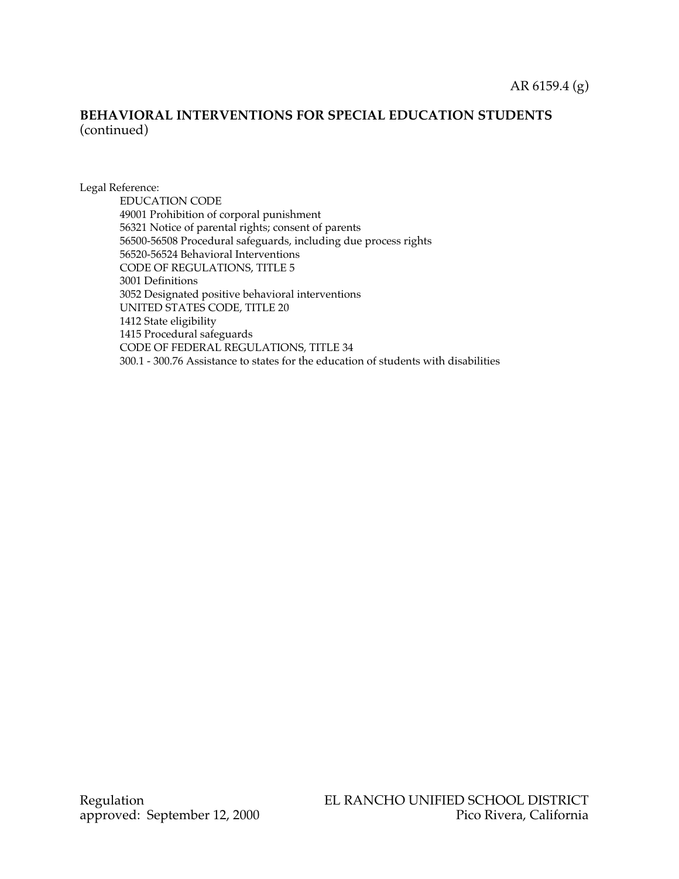AR 6159.4 (g)

**BEHAVIORAL INTERVENTIONS FOR SPECIAL EDUCATION STUDENTS** (continued)

Legal Reference:

EDUCATION CODE
49001 Prohibition of corporal punishment
56321 Notice of parental rights; consent of parents
56500-56508 Procedural safeguards, including due process rights
56520-56524 Behavioral Interventions
CODE OF REGULATIONS, TITLE 5
3001 Definitions
3052 Designated positive behavioral interventions
UNITED STATES CODE, TITLE 20
1412 State eligibility
1415 Procedural safeguards
CODE OF FEDERAL REGULATIONS, TITLE 34
300.1 - 300.76 Assistance to states for the education of students with disabilities

Regulation
approved: September 12, 2000

EL RANCHO UNIFIED SCHOOL DISTRICT
Pico Rivera, California